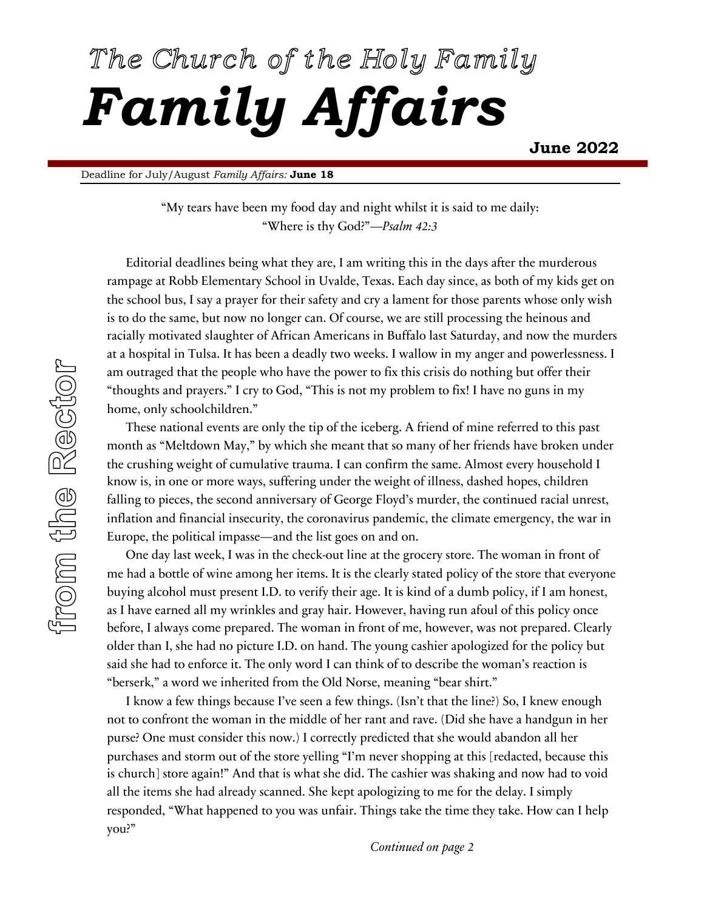# *The Church of the Holy Family*

# ***Family Affairs***

**June 2022**

Deadline for July/August *Family Affairs:* **June 18**

## from the Rector

"My tears have been my food day and night whilst it is said to me daily: "Where is thy God?"—*Psalm 42:3*

Editorial deadlines being what they are, I am writing this in the days after the murderous rampage at Robb Elementary School in Uvalde, Texas. Each day since, as both of my kids get on the school bus, I say a prayer for their safety and cry a lament for those parents whose only wish is to do the same, but now no longer can. Of course, we are still processing the heinous and racially motivated slaughter of African Americans in Buffalo last Saturday, and now the murders at a hospital in Tulsa. It has been a deadly two weeks. I wallow in my anger and powerlessness. I am outraged that the people who have the power to fix this crisis do nothing but offer their "thoughts and prayers." I cry to God, "This is not my problem to fix! I have no guns in my home, only schoolchildren."

These national events are only the tip of the iceberg. A friend of mine referred to this past month as "Meltdown May," by which she meant that so many of her friends have broken under the crushing weight of cumulative trauma. I can confirm the same. Almost every household I know is, in one or more ways, suffering under the weight of illness, dashed hopes, children falling to pieces, the second anniversary of George Floyd's murder, the continued racial unrest, inflation and financial insecurity, the coronavirus pandemic, the climate emergency, the war in Europe, the political impasse—and the list goes on and on.

One day last week, I was in the check-out line at the grocery store. The woman in front of me had a bottle of wine among her items. It is the clearly stated policy of the store that everyone buying alcohol must present I.D. to verify their age. It is kind of a dumb policy, if I am honest, as I have earned all my wrinkles and gray hair. However, having run afoul of this policy once before, I always come prepared. The woman in front of me, however, was not prepared. Clearly older than I, she had no picture I.D. on hand. The young cashier apologized for the policy but said she had to enforce it. The only word I can think of to describe the woman's reaction is "berserk," a word we inherited from the Old Norse, meaning "bear shirt."

I know a few things because I've seen a few things. (Isn't that the line?) So, I knew enough not to confront the woman in the middle of her rant and rave. (Did she have a handgun in her purse? One must consider this now.) I correctly predicted that she would abandon all her purchases and storm out of the store yelling "I'm never shopping at this [redacted, because this is church] store again!" And that is what she did. The cashier was shaking and now had to void all the items she had already scanned. She kept apologizing to me for the delay. I simply responded, "What happened to you was unfair. Things take the time they take. How can I help you?"

*Continued on page 2*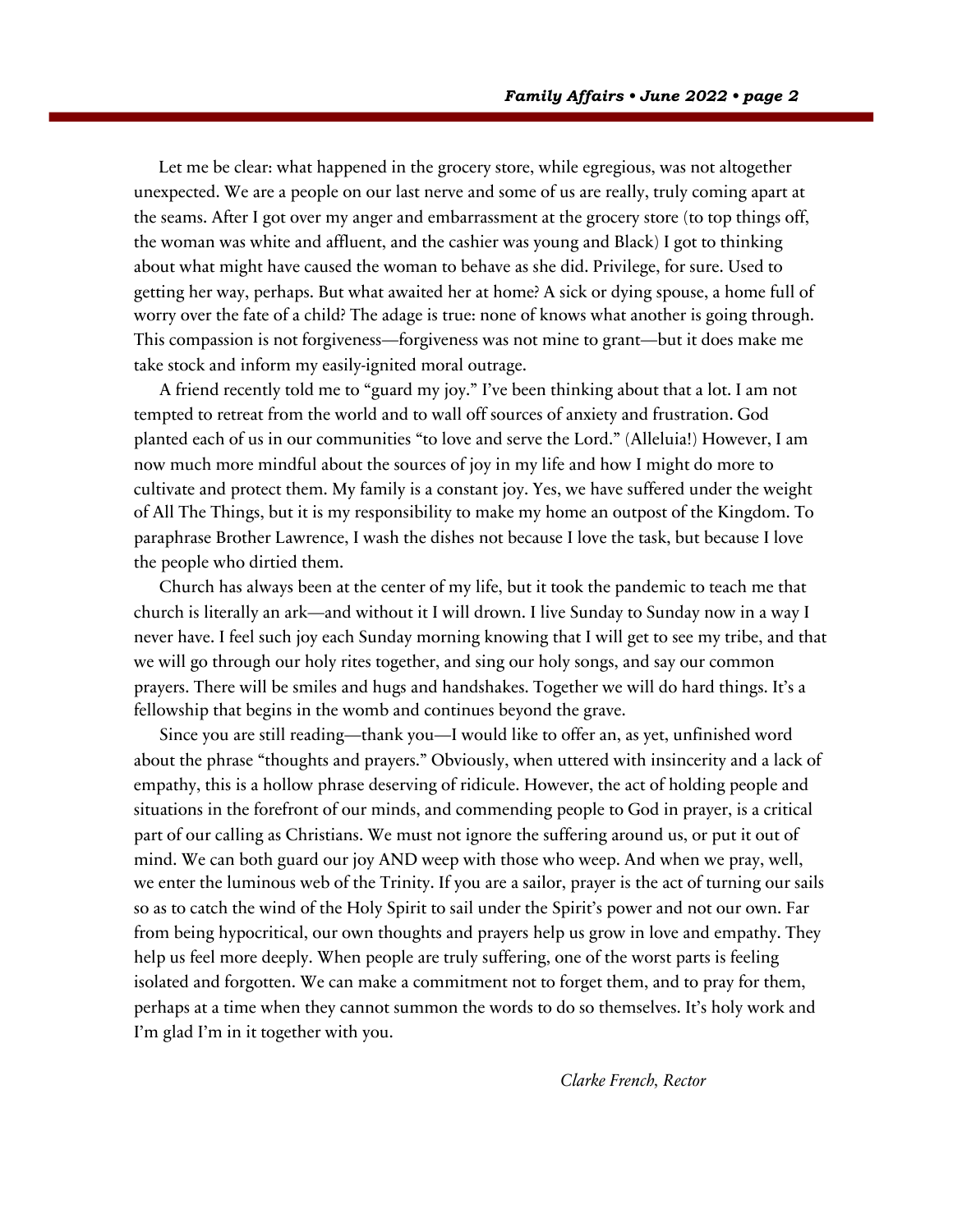Let me be clear: what happened in the grocery store, while egregious, was not altogether unexpected. We are a people on our last nerve and some of us are really, truly coming apart at the seams. After I got over my anger and embarrassment at the grocery store (to top things off, the woman was white and affluent, and the cashier was young and Black) I got to thinking about what might have caused the woman to behave as she did. Privilege, for sure. Used to getting her way, perhaps. But what awaited her at home? A sick or dying spouse, a home full of worry over the fate of a child? The adage is true: none of knows what another is going through. This compassion is not forgiveness—forgiveness was not mine to grant—but it does make me take stock and inform my easily-ignited moral outrage.

A friend recently told me to "guard my joy." I've been thinking about that a lot. I am not tempted to retreat from the world and to wall off sources of anxiety and frustration. God planted each of us in our communities "to love and serve the Lord." (Alleluia!) However, I am now much more mindful about the sources of joy in my life and how I might do more to cultivate and protect them. My family is a constant joy. Yes, we have suffered under the weight of All The Things, but it is my responsibility to make my home an outpost of the Kingdom. To paraphrase Brother Lawrence, I wash the dishes not because I love the task, but because I love the people who dirtied them.

Church has always been at the center of my life, but it took the pandemic to teach me that church is literally an ark—and without it I will drown. I live Sunday to Sunday now in a way I never have. I feel such joy each Sunday morning knowing that I will get to see my tribe, and that we will go through our holy rites together, and sing our holy songs, and say our common prayers. There will be smiles and hugs and handshakes. Together we will do hard things. It's a fellowship that begins in the womb and continues beyond the grave.

Since you are still reading—thank you—I would like to offer an, as yet, unfinished word about the phrase "thoughts and prayers." Obviously, when uttered with insincerity and a lack of empathy, this is a hollow phrase deserving of ridicule. However, the act of holding people and situations in the forefront of our minds, and commending people to God in prayer, is a critical part of our calling as Christians. We must not ignore the suffering around us, or put it out of mind. We can both guard our joy AND weep with those who weep. And when we pray, well, we enter the luminous web of the Trinity. If you are a sailor, prayer is the act of turning our sails so as to catch the wind of the Holy Spirit to sail under the Spirit's power and not our own. Far from being hypocritical, our own thoughts and prayers help us grow in love and empathy. They help us feel more deeply. When people are truly suffering, one of the worst parts is feeling isolated and forgotten. We can make a commitment not to forget them, and to pray for them, perhaps at a time when they cannot summon the words to do so themselves. It's holy work and I'm glad I'm in it together with you.

*Clarke French, Rector*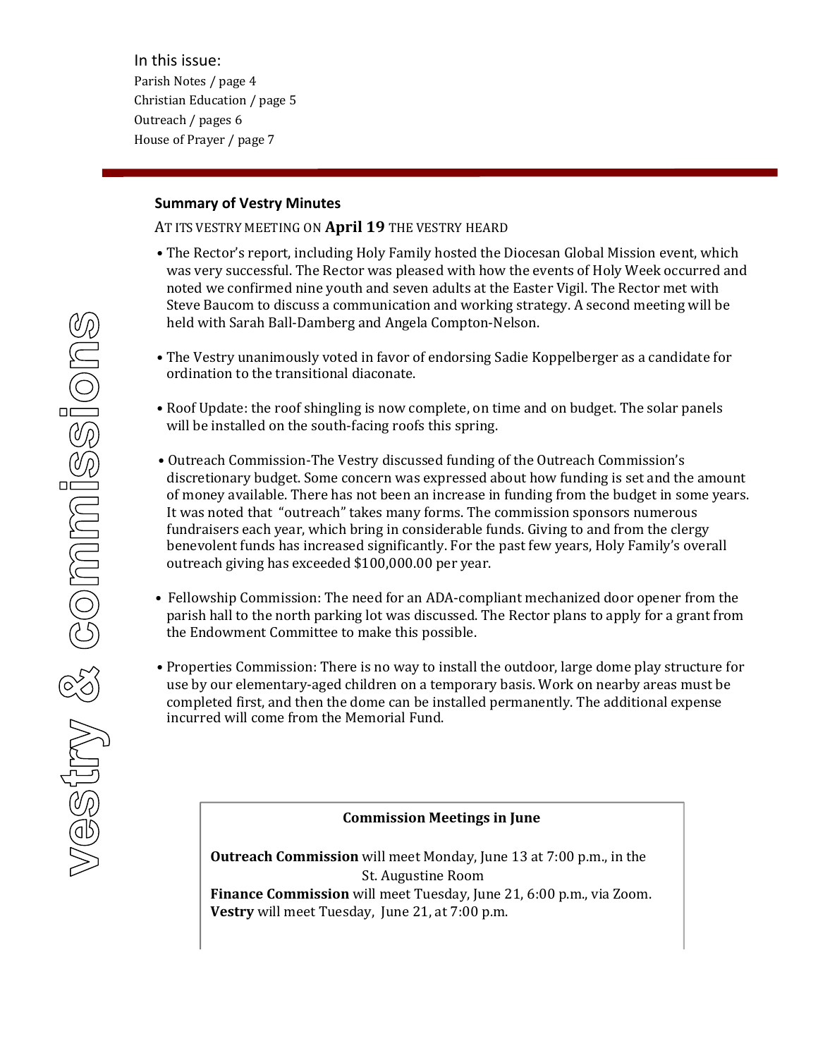In this issue:

Parish Notes / page 4
Christian Education / page 5
Outreach / pages 6
House of Prayer / page 7

vestry & commissions

## Summary of Vestry Minutes

AT ITS VESTRY MEETING ON **April 19** THE VESTRY HEARD

- The Rector's report, including Holy Family hosted the Diocesan Global Mission event, which was very successful. The Rector was pleased with how the events of Holy Week occurred and noted we confirmed nine youth and seven adults at the Easter Vigil. The Rector met with Steve Baucom to discuss a communication and working strategy. A second meeting will be held with Sarah Ball-Damberg and Angela Compton-Nelson.

- The Vestry unanimously voted in favor of endorsing Sadie Koppelberger as a candidate for ordination to the transitional diaconate.

- Roof Update: the roof shingling is now complete, on time and on budget. The solar panels will be installed on the south-facing roofs this spring.

- Outreach Commission-The Vestry discussed funding of the Outreach Commission's discretionary budget. Some concern was expressed about how funding is set and the amount of money available. There has not been an increase in funding from the budget in some years. It was noted that "outreach" takes many forms. The commission sponsors numerous fundraisers each year, which bring in considerable funds. Giving to and from the clergy benevolent funds has increased significantly. For the past few years, Holy Family's overall outreach giving has exceeded $100,000.00 per year.

- Fellowship Commission: The need for an ADA-compliant mechanized door opener from the parish hall to the north parking lot was discussed. The Rector plans to apply for a grant from the Endowment Committee to make this possible.

- Properties Commission: There is no way to install the outdoor, large dome play structure for use by our elementary-aged children on a temporary basis. Work on nearby areas must be completed first, and then the dome can be installed permanently. The additional expense incurred will come from the Memorial Fund.

**Commission Meetings in June**

**Outreach Commission** will meet Monday, June 13 at 7:00 p.m., in the St. Augustine Room
**Finance Commission** will meet Tuesday, June 21, 6:00 p.m., via Zoom.
**Vestry** will meet Tuesday, June 21, at 7:00 p.m.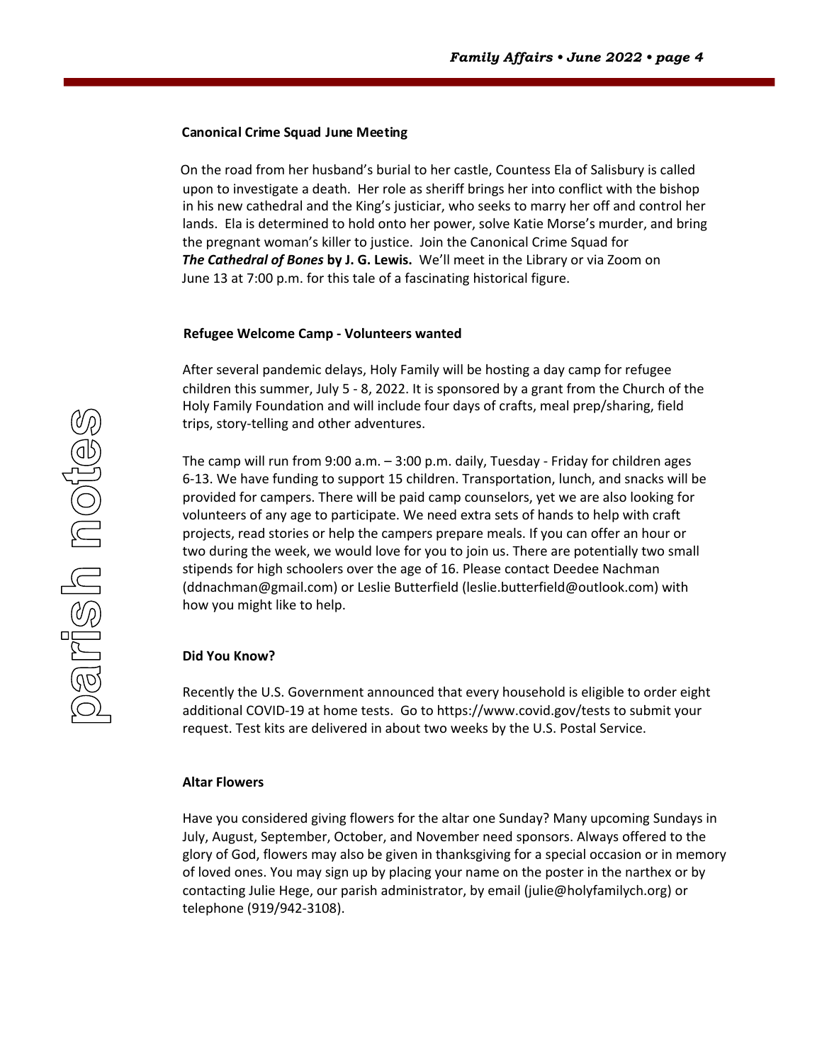### Canonical Crime Squad June Meeting

On the road from her husband's burial to her castle, Countess Ela of Salisbury is called upon to investigate a death. Her role as sheriff brings her into conflict with the bishop in his new cathedral and the King's justiciar, who seeks to marry her off and control her lands. Ela is determined to hold onto her power, solve Katie Morse's murder, and bring the pregnant woman's killer to justice. Join the Canonical Crime Squad for ***The Cathedral of Bones*** **by J. G. Lewis.** We'll meet in the Library or via Zoom on June 13 at 7:00 p.m. for this tale of a fascinating historical figure.

### Refugee Welcome Camp - Volunteers wanted

After several pandemic delays, Holy Family will be hosting a day camp for refugee children this summer, July 5 - 8, 2022. It is sponsored by a grant from the Church of the Holy Family Foundation and will include four days of crafts, meal prep/sharing, field trips, story-telling and other adventures.

The camp will run from 9:00 a.m. – 3:00 p.m. daily, Tuesday - Friday for children ages 6-13. We have funding to support 15 children. Transportation, lunch, and snacks will be provided for campers. There will be paid camp counselors, yet we are also looking for volunteers of any age to participate. We need extra sets of hands to help with craft projects, read stories or help the campers prepare meals. If you can offer an hour or two during the week, we would love for you to join us. There are potentially two small stipends for high schoolers over the age of 16. Please contact Deedee Nachman (ddnachman@gmail.com) or Leslie Butterfield (leslie.butterfield@outlook.com) with how you might like to help.

### Did You Know?

Recently the U.S. Government announced that every household is eligible to order eight additional COVID-19 at home tests. Go to https://www.covid.gov/tests to submit your request. Test kits are delivered in about two weeks by the U.S. Postal Service.

### Altar Flowers

Have you considered giving flowers for the altar one Sunday? Many upcoming Sundays in July, August, September, October, and November need sponsors. Always offered to the glory of God, flowers may also be given in thanksgiving for a special occasion or in memory of loved ones. You may sign up by placing your name on the poster in the narthex or by contacting Julie Hege, our parish administrator, by email (julie@holyfamilych.org) or telephone (919/942-3108).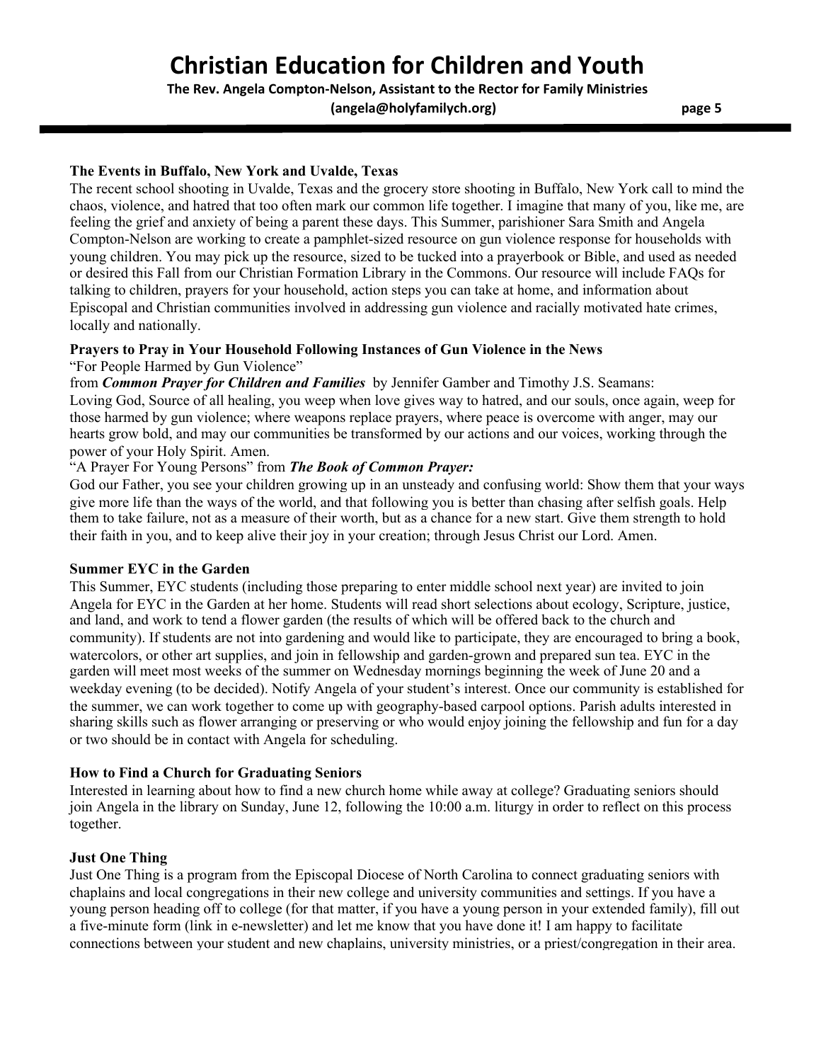# Christian Education for Children and Youth

**The Rev. Angela Compton-Nelson, Assistant to the Rector for Family Ministries**

**(angela@holyfamilych.org)**

**The Events in Buffalo, New York and Uvalde, Texas**

The recent school shooting in Uvalde, Texas and the grocery store shooting in Buffalo, New York call to mind the chaos, violence, and hatred that too often mark our common life together. I imagine that many of you, like me, are feeling the grief and anxiety of being a parent these days. This Summer, parishioner Sara Smith and Angela Compton-Nelson are working to create a pamphlet-sized resource on gun violence response for households with young children. You may pick up the resource, sized to be tucked into a prayerbook or Bible, and used as needed or desired this Fall from our Christian Formation Library in the Commons. Our resource will include FAQs for talking to children, prayers for your household, action steps you can take at home, and information about Episcopal and Christian communities involved in addressing gun violence and racially motivated hate crimes, locally and nationally.

**Prayers to Pray in Your Household Following Instances of Gun Violence in the News**

"For People Harmed by Gun Violence"

from ***Common Prayer for Children and Families*** by Jennifer Gamber and Timothy J.S. Seamans:

Loving God, Source of all healing, you weep when love gives way to hatred, and our souls, once again, weep for those harmed by gun violence; where weapons replace prayers, where peace is overcome with anger, may our hearts grow bold, and may our communities be transformed by our actions and our voices, working through the power of your Holy Spirit. Amen.

"A Prayer For Young Persons" from ***The Book of Common Prayer:***

God our Father, you see your children growing up in an unsteady and confusing world: Show them that your ways give more life than the ways of the world, and that following you is better than chasing after selfish goals. Help them to take failure, not as a measure of their worth, but as a chance for a new start. Give them strength to hold their faith in you, and to keep alive their joy in your creation; through Jesus Christ our Lord. Amen.

**Summer EYC in the Garden**

This Summer, EYC students (including those preparing to enter middle school next year) are invited to join Angela for EYC in the Garden at her home. Students will read short selections about ecology, Scripture, justice, and land, and work to tend a flower garden (the results of which will be offered back to the church and community). If students are not into gardening and would like to participate, they are encouraged to bring a book, watercolors, or other art supplies, and join in fellowship and garden-grown and prepared sun tea. EYC in the garden will meet most weeks of the summer on Wednesday mornings beginning the week of June 20 and a weekday evening (to be decided). Notify Angela of your student's interest. Once our community is established for the summer, we can work together to come up with geography-based carpool options. Parish adults interested in sharing skills such as flower arranging or preserving or who would enjoy joining the fellowship and fun for a day or two should be in contact with Angela for scheduling.

**How to Find a Church for Graduating Seniors**

Interested in learning about how to find a new church home while away at college? Graduating seniors should join Angela in the library on Sunday, June 12, following the 10:00 a.m. liturgy in order to reflect on this process together.

**Just One Thing**

Just One Thing is a program from the Episcopal Diocese of North Carolina to connect graduating seniors with chaplains and local congregations in their new college and university communities and settings. If you have a young person heading off to college (for that matter, if you have a young person in your extended family), fill out a five-minute form (link in e-newsletter) and let me know that you have done it! I am happy to facilitate connections between your student and new chaplains, university ministries, or a priest/congregation in their area.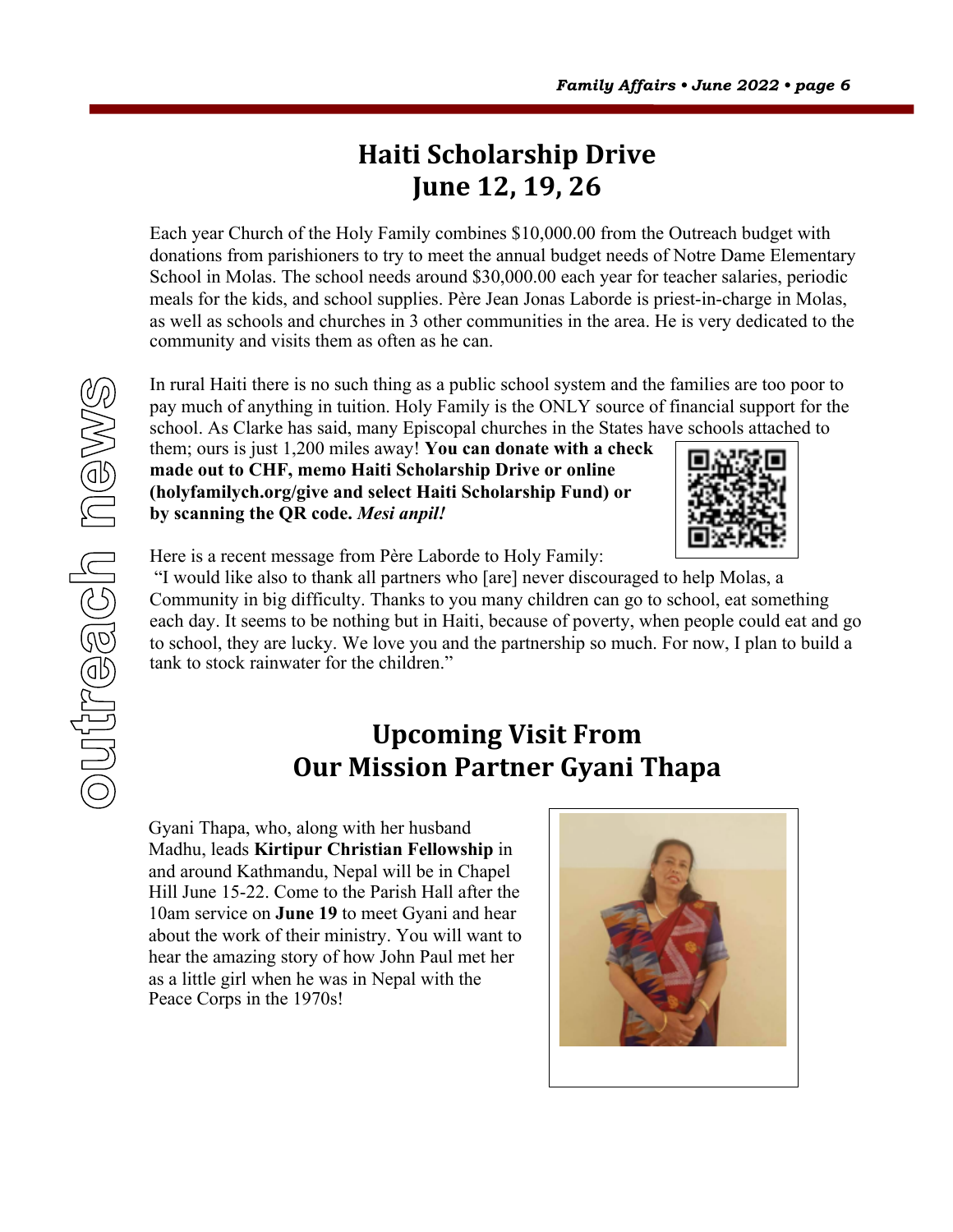# Haiti Scholarship Drive
# June 12, 19, 26

Each year Church of the Holy Family combines $10,000.00 from the Outreach budget with donations from parishioners to try to meet the annual budget needs of Notre Dame Elementary School in Molas. The school needs around $30,000.00 each year for teacher salaries, periodic meals for the kids, and school supplies. Père Jean Jonas Laborde is priest-in-charge in Molas, as well as schools and churches in 3 other communities in the area. He is very dedicated to the community and visits them as often as he can.

In rural Haiti there is no such thing as a public school system and the families are too poor to pay much of anything in tuition. Holy Family is the ONLY source of financial support for the school. As Clarke has said, many Episcopal churches in the States have schools attached to them; ours is just 1,200 miles away! **You can donate with a check made out to CHF, memo Haiti Scholarship Drive or online (holyfamilych.org/give and select Haiti Scholarship Fund) or by scanning the QR code.** ***Mesi anpil!***

Here is a recent message from Père Laborde to Holy Family:

"I would like also to thank all partners who [are] never discouraged to help Molas, a Community in big difficulty. Thanks to you many children can go to school, eat something each day. It seems to be nothing but in Haiti, because of poverty, when people could eat and go to school, they are lucky. We love you and the partnership so much. For now, I plan to build a tank to stock rainwater for the children."

# Upcoming Visit From
# Our Mission Partner Gyani Thapa

Gyani Thapa, who, along with her husband Madhu, leads **Kirtipur Christian Fellowship** in and around Kathmandu, Nepal will be in Chapel Hill June 15-22. Come to the Parish Hall after the 10am service on **June 19** to meet Gyani and hear about the work of their ministry. You will want to hear the amazing story of how John Paul met her as a little girl when he was in Nepal with the Peace Corps in the 1970s!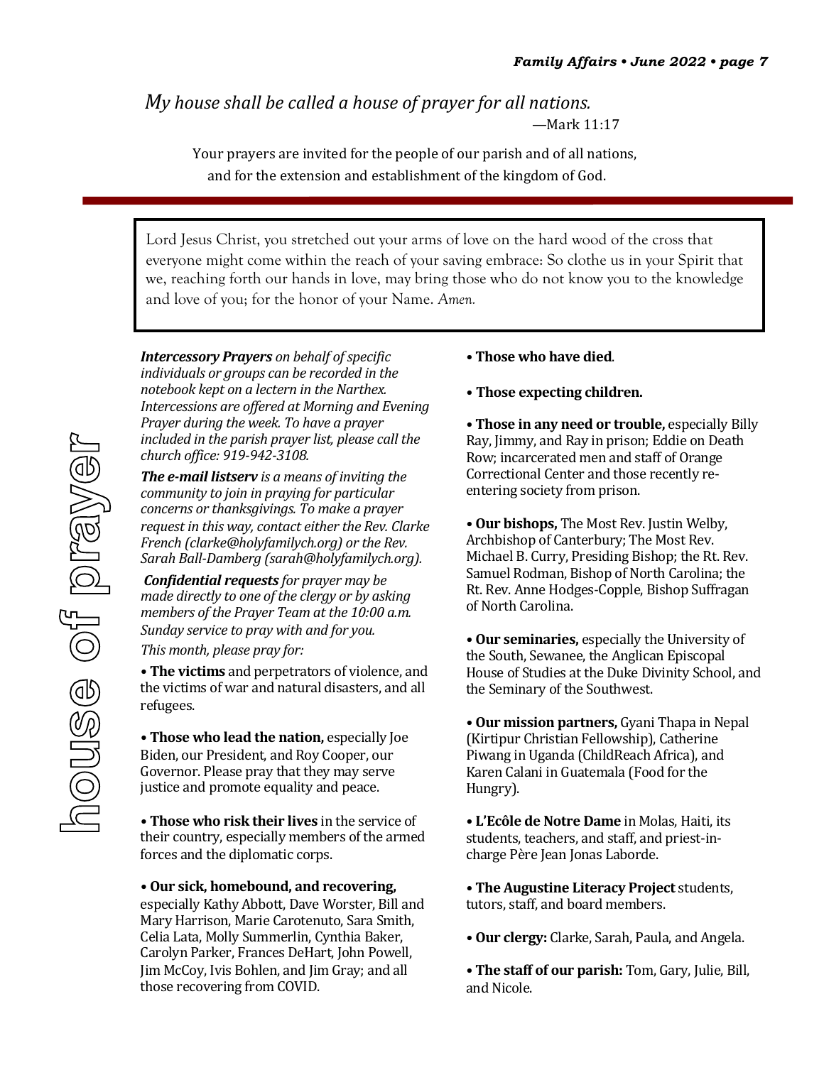*My house shall be called a house of prayer for all nations.*
—Mark 11:17

Your prayers are invited for the people of our parish and of all nations, and for the extension and establishment of the kingdom of God.

# house of prayer

Lord Jesus Christ, you stretched out your arms of love on the hard wood of the cross that everyone might come within the reach of your saving embrace: So clothe us in your Spirit that we, reaching forth our hands in love, may bring those who do not know you to the knowledge and love of you; for the honor of your Name. *Amen.*

***Intercessory Prayers** on behalf of specific individuals or groups can be recorded in the notebook kept on a lectern in the Narthex. Intercessions are offered at Morning and Evening Prayer during the week. To have a prayer included in the parish prayer list, please call the church office: 919-942-3108.*

***The e-mail listserv** is a means of inviting the community to join in praying for particular concerns or thanksgivings. To make a prayer request in this way, contact either the Rev. Clarke French (clarke@holyfamilych.org) or the Rev. Sarah Ball-Damberg (sarah@holyfamilych.org).*

***Confidential requests** for prayer may be made directly to one of the clergy or by asking members of the Prayer Team at the 10:00 a.m. Sunday service to pray with and for you.*

*This month, please pray for:*

- **The victims** and perpetrators of violence, and the victims of war and natural disasters, and all refugees.
- **Those who lead the nation,** especially Joe Biden, our President, and Roy Cooper, our Governor. Please pray that they may serve justice and promote equality and peace.
- **Those who risk their lives** in the service of their country, especially members of the armed forces and the diplomatic corps.
- **Our sick, homebound, and recovering,** especially Kathy Abbott, Dave Worster, Bill and Mary Harrison, Marie Carotenuto, Sara Smith, Celia Lata, Molly Summerlin, Cynthia Baker, Carolyn Parker, Frances DeHart, John Powell, Jim McCoy, Ivis Bohlen, and Jim Gray; and all those recovering from COVID.
- **Those who have died**.
- **Those expecting children.**
- **Those in any need or trouble,** especially Billy Ray, Jimmy, and Ray in prison; Eddie on Death Row; incarcerated men and staff of Orange Correctional Center and those recently re-entering society from prison.
- **Our bishops,** The Most Rev. Justin Welby, Archbishop of Canterbury; The Most Rev. Michael B. Curry, Presiding Bishop; the Rt. Rev. Samuel Rodman, Bishop of North Carolina; the Rt. Rev. Anne Hodges-Copple, Bishop Suffragan of North Carolina.
- **Our seminaries,** especially the University of the South, Sewanee, the Anglican Episcopal House of Studies at the Duke Divinity School, and the Seminary of the Southwest.
- **Our mission partners,** Gyani Thapa in Nepal (Kirtipur Christian Fellowship), Catherine Piwang in Uganda (ChildReach Africa), and Karen Calani in Guatemala (Food for the Hungry).
- **L'Ecôle de Notre Dame** in Molas, Haiti, its students, teachers, and staff, and priest-in-charge Père Jean Jonas Laborde.
- **The Augustine Literacy Project** students, tutors, staff, and board members.
- **Our clergy:** Clarke, Sarah, Paula, and Angela.
- **The staff of our parish:** Tom, Gary, Julie, Bill, and Nicole.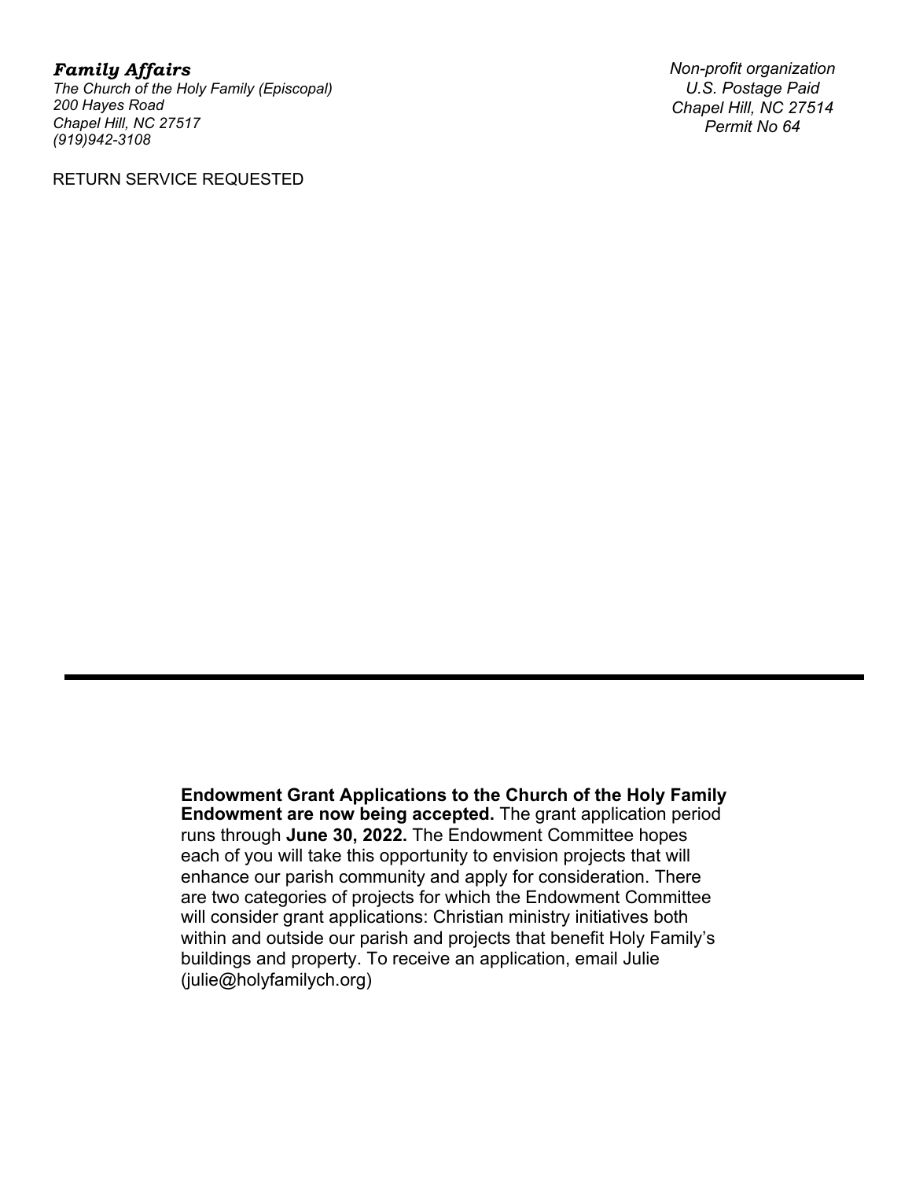***Family Affairs***
*The Church of the Holy Family (Episcopal)*
*200 Hayes Road*
*Chapel Hill, NC 27517*
*(919)942-3108*

*Non-profit organization*
*U.S. Postage Paid*
*Chapel Hill, NC 27514*
*Permit No 64*

RETURN SERVICE REQUESTED

---

**Endowment Grant Applications to the Church of the Holy Family Endowment are now being accepted.** The grant application period runs through **June 30, 2022.** The Endowment Committee hopes each of you will take this opportunity to envision projects that will enhance our parish community and apply for consideration. There are two categories of projects for which the Endowment Committee will consider grant applications: Christian ministry initiatives both within and outside our parish and projects that benefit Holy Family's buildings and property. To receive an application, email Julie (julie@holyfamilych.org)